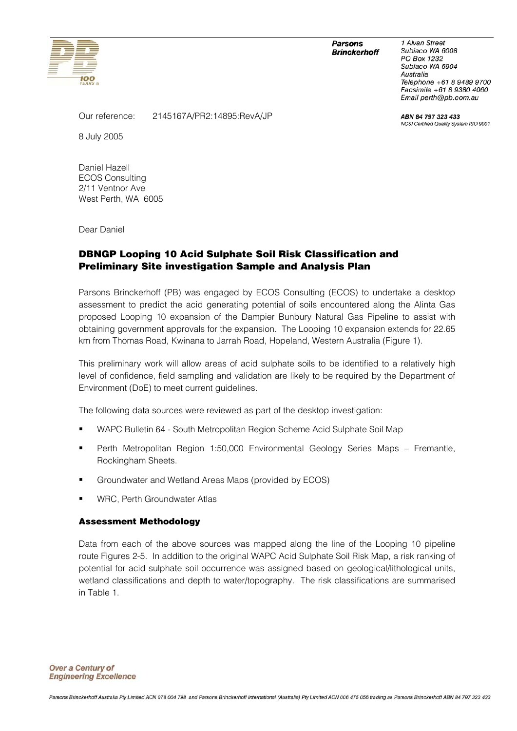Parsons Brinckerhoff

1 Alvan Street
Subiaco WA 6008
PO Box 1232
Subiaco WA 6904
Australia
Telephone +61 8 9489 9700
Facsimile +61 8 9380 4060
Email perth@pb.com.au

ABN 84 797 323 433
NCSI Certified Quality System ISO 9001

Our reference: 2145167A/PR2:14895:RevA/JP

8 July 2005

Daniel Hazell
ECOS Consulting
2/11 Ventnor Ave
West Perth, WA 6005

Dear Daniel

## DBNGP Looping 10 Acid Sulphate Soil Risk Classification and Preliminary Site investigation Sample and Analysis Plan

Parsons Brinckerhoff (PB) was engaged by ECOS Consulting (ECOS) to undertake a desktop assessment to predict the acid generating potential of soils encountered along the Alinta Gas proposed Looping 10 expansion of the Dampier Bunbury Natural Gas Pipeline to assist with obtaining government approvals for the expansion. The Looping 10 expansion extends for 22.65 km from Thomas Road, Kwinana to Jarrah Road, Hopeland, Western Australia (Figure 1).

This preliminary work will allow areas of acid sulphate soils to be identified to a relatively high level of confidence, field sampling and validation are likely to be required by the Department of Environment (DoE) to meet current guidelines.

The following data sources were reviewed as part of the desktop investigation:

- WAPC Bulletin 64 - South Metropolitan Region Scheme Acid Sulphate Soil Map
- Perth Metropolitan Region 1:50,000 Environmental Geology Series Maps – Fremantle, Rockingham Sheets.
- Groundwater and Wetland Areas Maps (provided by ECOS)
- WRC, Perth Groundwater Atlas

### Assessment Methodology

Data from each of the above sources was mapped along the line of the Looping 10 pipeline route Figures 2-5. In addition to the original WAPC Acid Sulphate Soil Risk Map, a risk ranking of potential for acid sulphate soil occurrence was assigned based on geological/lithological units, wetland classifications and depth to water/topography. The risk classifications are summarised in Table 1.

Over a Century of Engineering Excellence

Parsons Brinckerhoff Australia Pty Limited ACN 078 004 798 and Parsons Brinckerhoff International (Australia) Pty Limited ACN 006 475 056 trading as Parsons Brinckerhoff ABN 84 797 323 433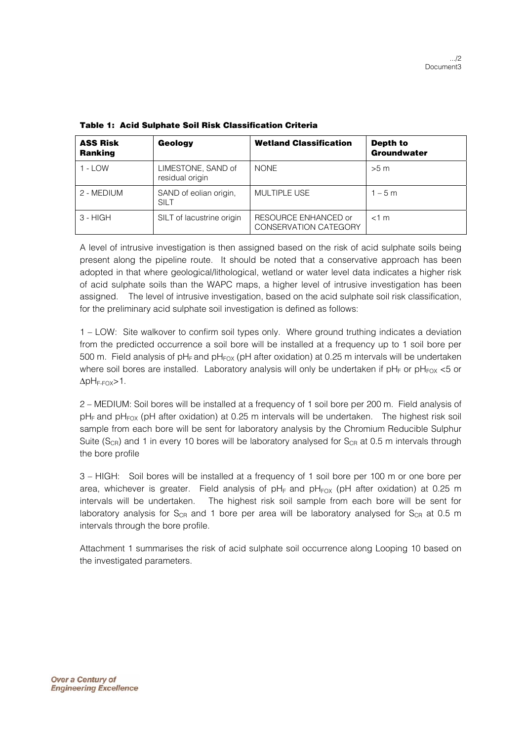**Table 1: Acid Sulphate Soil Risk Classification Criteria**

| ASS Risk Ranking | Geology | Wetland Classification | Depth to Groundwater |
|---|---|---|---|
| 1 - LOW | LIMESTONE, SAND of residual origin | NONE | >5 m |
| 2 - MEDIUM | SAND of eolian origin, SILT | MULTIPLE USE | 1 – 5 m |
| 3 - HIGH | SILT of lacustrine origin | RESOURCE ENHANCED or CONSERVATION CATEGORY | <1 m |

A level of intrusive investigation is then assigned based on the risk of acid sulphate soils being present along the pipeline route. It should be noted that a conservative approach has been adopted in that where geological/lithological, wetland or water level data indicates a higher risk of acid sulphate soils than the WAPC maps, a higher level of intrusive investigation has been assigned. The level of intrusive investigation, based on the acid sulphate soil risk classification, for the preliminary acid sulphate soil investigation is defined as follows:

1 – LOW: Site walkover to confirm soil types only. Where ground truthing indicates a deviation from the predicted occurrence a soil bore will be installed at a frequency up to 1 soil bore per 500 m. Field analysis of $pH_F$ and $pH_{FOX}$ (pH after oxidation) at 0.25 m intervals will be undertaken where soil bores are installed. Laboratory analysis will only be undertaken if $pH_F$ or $pH_{FOX}$ <5 or $\Delta pH_{F\text{-}FOX}$>1.

2 – MEDIUM: Soil bores will be installed at a frequency of 1 soil bore per 200 m. Field analysis of $pH_F$ and $pH_{FOX}$ (pH after oxidation) at 0.25 m intervals will be undertaken. The highest risk soil sample from each bore will be sent for laboratory analysis by the Chromium Reducible Sulphur Suite ($S_{CR}$) and 1 in every 10 bores will be laboratory analysed for $S_{CR}$ at 0.5 m intervals through the bore profile

3 – HIGH: Soil bores will be installed at a frequency of 1 soil bore per 100 m or one bore per area, whichever is greater. Field analysis of $pH_F$ and $pH_{FOX}$ (pH after oxidation) at 0.25 m intervals will be undertaken. The highest risk soil sample from each bore will be sent for laboratory analysis for $S_{CR}$ and 1 bore per area will be laboratory analysed for $S_{CR}$ at 0.5 m intervals through the bore profile.

Attachment 1 summarises the risk of acid sulphate soil occurrence along Looping 10 based on the investigated parameters.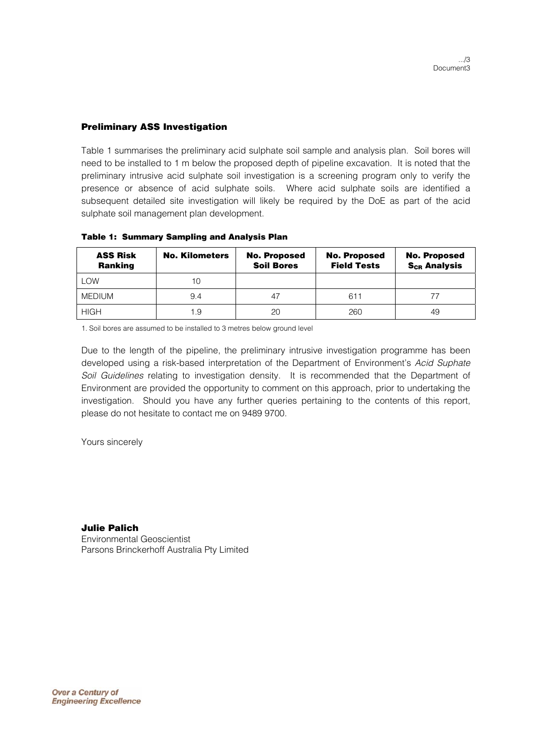### Preliminary ASS Investigation

Table 1 summarises the preliminary acid sulphate soil sample and analysis plan. Soil bores will need to be installed to 1 m below the proposed depth of pipeline excavation. It is noted that the preliminary intrusive acid sulphate soil investigation is a screening program only to verify the presence or absence of acid sulphate soils. Where acid sulphate soils are identified a subsequent detailed site investigation will likely be required by the DoE as part of the acid sulphate soil management plan development.

**Table 1: Summary Sampling and Analysis Plan**

| ASS Risk Ranking | No. Kilometers | No. Proposed Soil Bores | No. Proposed Field Tests | No. Proposed $S_{CR}$ Analysis |
|---|---|---|---|---|
| LOW | 10 | | | |
| MEDIUM | 9.4 | 47 | 611 | 77 |
| HIGH | 1.9 | 20 | 260 | 49 |

1. Soil bores are assumed to be installed to 3 metres below ground level

Due to the length of the pipeline, the preliminary intrusive investigation programme has been developed using a risk-based interpretation of the Department of Environment's *Acid Suphate Soil Guidelines* relating to investigation density. It is recommended that the Department of Environment are provided the opportunity to comment on this approach, prior to undertaking the investigation. Should you have any further queries pertaining to the contents of this report, please do not hesitate to contact me on 9489 9700.

Yours sincerely

**Julie Palich**
Environmental Geoscientist
Parsons Brinckerhoff Australia Pty Limited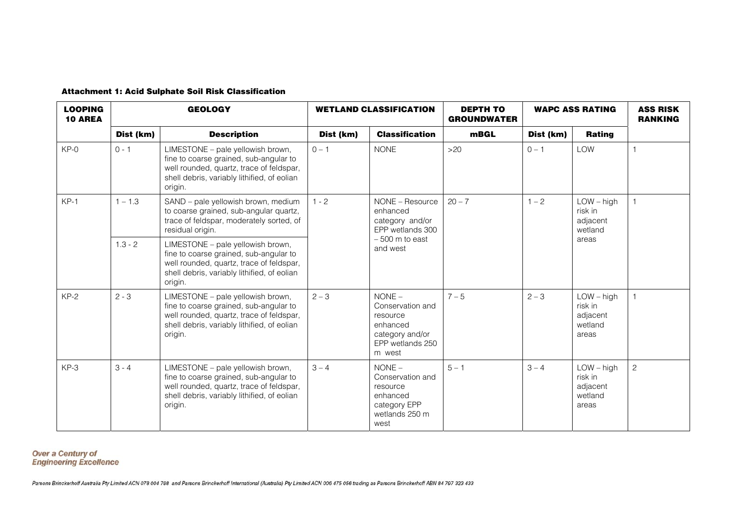**Attachment 1: Acid Sulphate Soil Risk Classification**

| LOOPING 10 AREA | GEOLOGY | | WETLAND CLASSIFICATION | | DEPTH TO GROUNDWATER | WAPC ASS RATING | | ASS RISK RANKING |
|---|---|---|---|---|---|---|---|---|
| | Dist (km) | Description | Dist (km) | Classification | mBGL | Dist (km) | Rating | |
| KP-0 | 0 - 1 | LIMESTONE – pale yellowish brown, fine to coarse grained, sub-angular to well rounded, quartz, trace of feldspar, shell debris, variably lithified, of eolian origin. | 0 – 1 | NONE | >20 | 0 – 1 | LOW | 1 |
| KP-1 | 1 – 1.3 | SAND – pale yellowish brown, medium to coarse grained, sub-angular quartz, trace of feldspar, moderately sorted, of residual origin. | 1 - 2 | NONE – Resource enhanced category and/or EPP wetlands 300 – 500 m to east and west | 20 – 7 | 1 – 2 | LOW – high risk in adjacent wetland areas | 1 |
| | 1.3 - 2 | LIMESTONE – pale yellowish brown, fine to coarse grained, sub-angular to well rounded, quartz, trace of feldspar, shell debris, variably lithified, of eolian origin. | | | | | | |
| KP-2 | 2 - 3 | LIMESTONE – pale yellowish brown, fine to coarse grained, sub-angular to well rounded, quartz, trace of feldspar, shell debris, variably lithified, of eolian origin. | 2 – 3 | NONE – Conservation and resource enhanced category and/or EPP wetlands 250 m west | 7 – 5 | 2 – 3 | LOW – high risk in adjacent wetland areas | 1 |
| KP-3 | 3 - 4 | LIMESTONE – pale yellowish brown, fine to coarse grained, sub-angular to well rounded, quartz, trace of feldspar, shell debris, variably lithified, of eolian origin. | 3 – 4 | NONE – Conservation and resource enhanced category EPP wetlands 250 m west | 5 – 1 | 3 – 4 | LOW – high risk in adjacent wetland areas | 2 |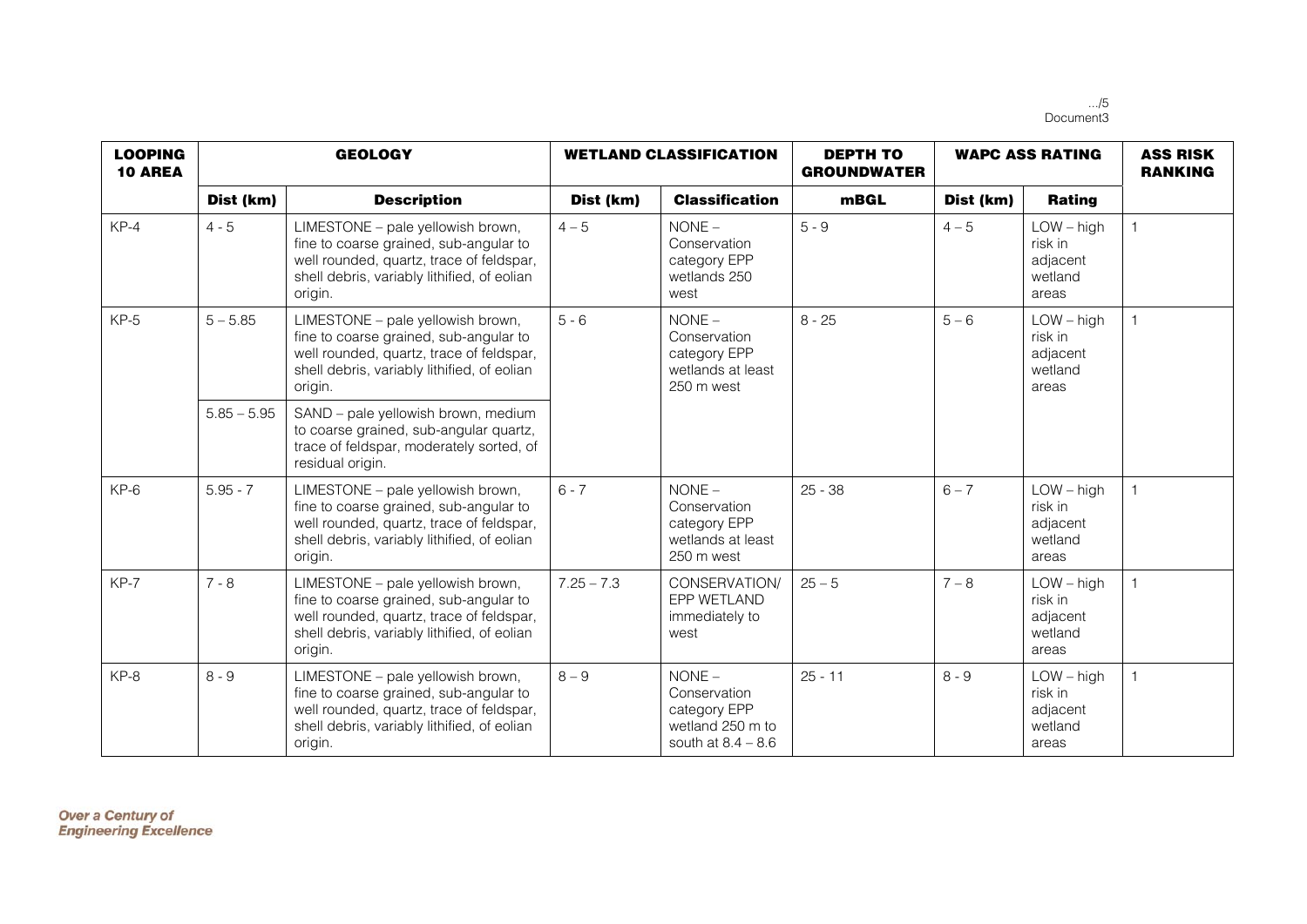| LOOPING 10 AREA | GEOLOGY | | WETLAND CLASSIFICATION | | DEPTH TO GROUNDWATER | WAPC ASS RATING | | ASS RISK RANKING |
|---|---|---|---|---|---|---|---|---|
| | Dist (km) | Description | Dist (km) | Classification | mBGL | Dist (km) | Rating | |
| KP-4 | 4 - 5 | LIMESTONE – pale yellowish brown, fine to coarse grained, sub-angular to well rounded, quartz, trace of feldspar, shell debris, variably lithified, of eolian origin. | 4 – 5 | NONE – Conservation category EPP wetlands 250 west | 5 - 9 | 4 – 5 | LOW – high risk in adjacent wetland areas | 1 |
| KP-5 | 5 – 5.85 | LIMESTONE – pale yellowish brown, fine to coarse grained, sub-angular to well rounded, quartz, trace of feldspar, shell debris, variably lithified, of eolian origin. | 5 - 6 | NONE – Conservation category EPP wetlands at least 250 m west | 8 - 25 | 5 – 6 | LOW – high risk in adjacent wetland areas | 1 |
| | 5.85 – 5.95 | SAND – pale yellowish brown, medium to coarse grained, sub-angular quartz, trace of feldspar, moderately sorted, of residual origin. | | | | | | |
| KP-6 | 5.95 - 7 | LIMESTONE – pale yellowish brown, fine to coarse grained, sub-angular to well rounded, quartz, trace of feldspar, shell debris, variably lithified, of eolian origin. | 6 - 7 | NONE – Conservation category EPP wetlands at least 250 m west | 25 - 38 | 6 – 7 | LOW – high risk in adjacent wetland areas | 1 |
| KP-7 | 7 - 8 | LIMESTONE – pale yellowish brown, fine to coarse grained, sub-angular to well rounded, quartz, trace of feldspar, shell debris, variably lithified, of eolian origin. | 7.25 – 7.3 | CONSERVATION/ EPP WETLAND immediately to west | 25 – 5 | 7 – 8 | LOW – high risk in adjacent wetland areas | 1 |
| KP-8 | 8 - 9 | LIMESTONE – pale yellowish brown, fine to coarse grained, sub-angular to well rounded, quartz, trace of feldspar, shell debris, variably lithified, of eolian origin. | 8 – 9 | NONE – Conservation category EPP wetland 250 m to south at 8.4 – 8.6 | 25 - 11 | 8 - 9 | LOW – high risk in adjacent wetland areas | 1 |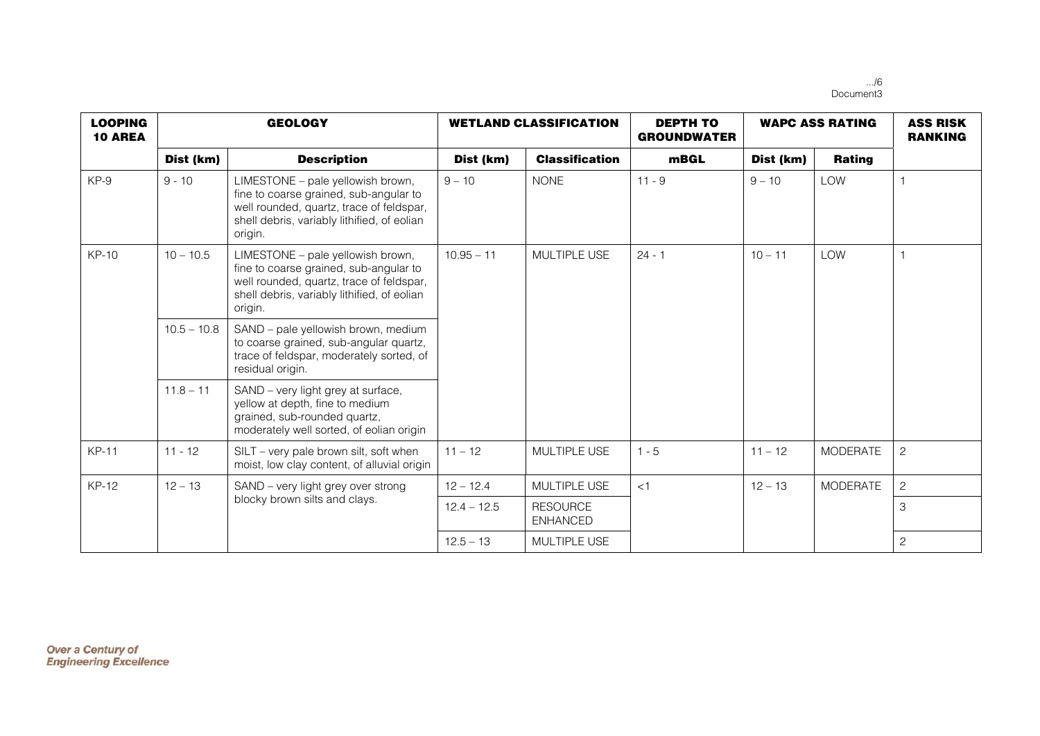| LOOPING 10 AREA | GEOLOGY | | WETLAND CLASSIFICATION | | DEPTH TO GROUNDWATER | WAPC ASS RATING | | ASS RISK RANKING |
|---|---|---|---|---|---|---|---|---|
| | Dist (km) | Description | Dist (km) | Classification | mBGL | Dist (km) | Rating | |
| KP-9 | 9 - 10 | LIMESTONE – pale yellowish brown, fine to coarse grained, sub-angular to well rounded, quartz, trace of feldspar, shell debris, variably lithified, of eolian origin. | 9 – 10 | NONE | 11 - 9 | 9 – 10 | LOW | 1 |
| KP-10 | 10 – 10.5 | LIMESTONE – pale yellowish brown, fine to coarse grained, sub-angular to well rounded, quartz, trace of feldspar, shell debris, variably lithified, of eolian origin. | 10.95 – 11 | MULTIPLE USE | 24 - 1 | 10 – 11 | LOW | 1 |
| | 10.5 – 10.8 | SAND – pale yellowish brown, medium to coarse grained, sub-angular quartz, trace of feldspar, moderately sorted, of residual origin. | | | | | | |
| | 11.8 – 11 | SAND – very light grey at surface, yellow at depth, fine to medium grained, sub-rounded quartz, moderately well sorted, of eolian origin | | | | | | |
| KP-11 | 11 - 12 | SILT – very pale brown silt, soft when moist, low clay content, of alluvial origin | 11 – 12 | MULTIPLE USE | 1 - 5 | 11 – 12 | MODERATE | 2 |
| KP-12 | 12 – 13 | SAND – very light grey over strong blocky brown silts and clays. | 12 – 12.4 | MULTIPLE USE | <1 | 12 – 13 | MODERATE | 2 |
| | | | 12.4 – 12.5 | RESOURCE ENHANCED | | | | 3 |
| | | | 12.5 – 13 | MULTIPLE USE | | | | 2 |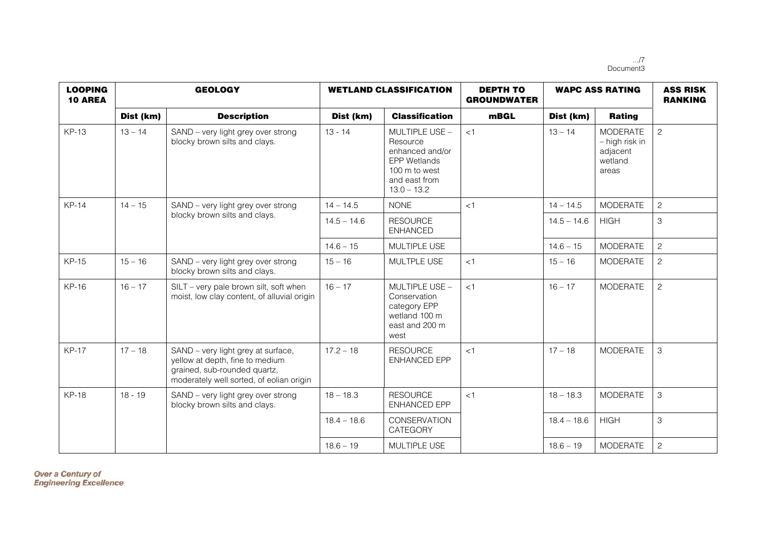| LOOPING 10 AREA | GEOLOGY | | WETLAND CLASSIFICATION | | DEPTH TO GROUNDWATER | WAPC ASS RATING | | ASS RISK RANKING |
|---|---|---|---|---|---|---|---|---|
| | Dist (km) | Description | Dist (km) | Classification | mBGL | Dist (km) | Rating | |
| KP-13 | 13 – 14 | SAND – very light grey over strong blocky brown silts and clays. | 13 - 14 | MULTIPLE USE – Resource enhanced and/or EPP Wetlands 100 m to west and east from 13.0 – 13.2 | <1 | 13 – 14 | MODERATE – high risk in adjacent wetland areas | 2 |
| KP-14 | 14 – 15 | SAND – very light grey over strong blocky brown silts and clays. | 14 – 14.5 | NONE | <1 | 14 – 14.5 | MODERATE | 2 |
| | | | 14.5 – 14.6 | RESOURCE ENHANCED | | 14.5 – 14.6 | HIGH | 3 |
| | | | 14.6 – 15 | MULTIPLE USE | | 14.6 – 15 | MODERATE | 2 |
| KP-15 | 15 – 16 | SAND – very light grey over strong blocky brown silts and clays. | 15 – 16 | MULTPLE USE | <1 | 15 – 16 | MODERATE | 2 |
| KP-16 | 16 – 17 | SILT – very pale brown silt, soft when moist, low clay content, of alluvial origin | 16 – 17 | MULTIPLE USE – Conservation category EPP wetland 100 m east and 200 m west | <1 | 16 – 17 | MODERATE | 2 |
| KP-17 | 17 – 18 | SAND – very light grey at surface, yellow at depth, fine to medium grained, sub-rounded quartz, moderately well sorted, of eolian origin | 17.2 – 18 | RESOURCE ENHANCED EPP | <1 | 17 – 18 | MODERATE | 3 |
| KP-18 | 18 - 19 | SAND – very light grey over strong blocky brown silts and clays. | 18 – 18.3 | RESOURCE ENHANCED EPP | <1 | 18 – 18.3 | MODERATE | 3 |
| | | | 18.4 – 18.6 | CONSERVATION CATEGORY | | 18.4 – 18.6 | HIGH | 3 |
| | | | 18.6 – 19 | MULTIPLE USE | | 18.6 – 19 | MODERATE | 2 |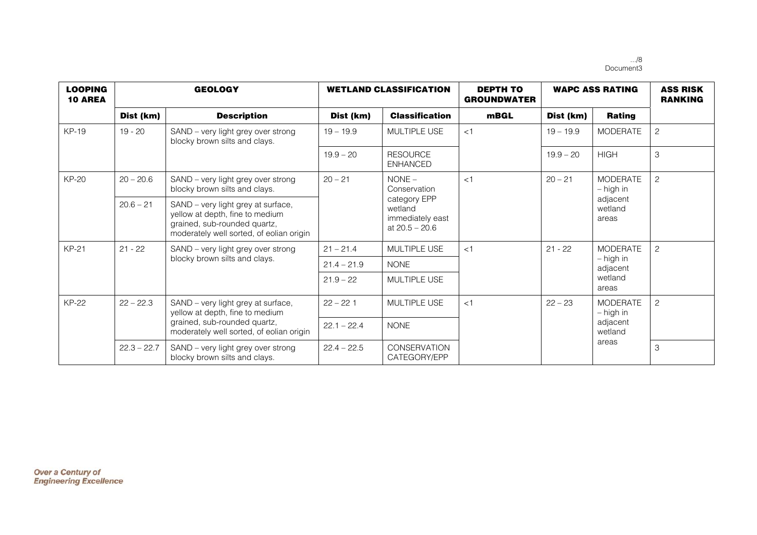| LOOPING 10 AREA | GEOLOGY | | WETLAND CLASSIFICATION | | DEPTH TO GROUNDWATER | WAPC ASS RATING | | ASS RISK RANKING |
|---|---|---|---|---|---|---|---|---|
| | Dist (km) | Description | Dist (km) | Classification | mBGL | Dist (km) | Rating | |
| KP-19 | 19 - 20 | SAND – very light grey over strong blocky brown silts and clays. | 19 – 19.9 | MULTIPLE USE | <1 | 19 – 19.9 | MODERATE | 2 |
| | | | 19.9 – 20 | RESOURCE ENHANCED | | 19.9 – 20 | HIGH | 3 |
| KP-20 | 20 – 20.6 | SAND – very light grey over strong blocky brown silts and clays. | 20 – 21 | NONE – Conservation category EPP wetland immediately east at 20.5 – 20.6 | <1 | 20 – 21 | MODERATE – high in adjacent wetland areas | 2 |
| | 20.6 – 21 | SAND – very light grey at surface, yellow at depth, fine to medium grained, sub-rounded quartz, moderately well sorted, of eolian origin | | | | | | |
| KP-21 | 21 - 22 | SAND – very light grey over strong blocky brown silts and clays. | 21 – 21.4 | MULTIPLE USE | <1 | 21 - 22 | MODERATE – high in adjacent wetland areas | 2 |
| | | | 21.4 – 21.9 | NONE | | | | |
| | | | 21.9 – 22 | MULTIPLE USE | | | | |
| KP-22 | 22 – 22.3 | SAND – very light grey at surface, yellow at depth, fine to medium grained, sub-rounded quartz, moderately well sorted, of eolian origin | 22 – 22 1 | MULTIPLE USE | <1 | 22 – 23 | MODERATE – high in adjacent wetland areas | 2 |
| | | | 22.1 – 22.4 | NONE | | | | |
| | 22.3 – 22.7 | SAND – very light grey over strong blocky brown silts and clays. | 22.4 – 22.5 | CONSERVATION CATEGORY/EPP | | | | 3 |